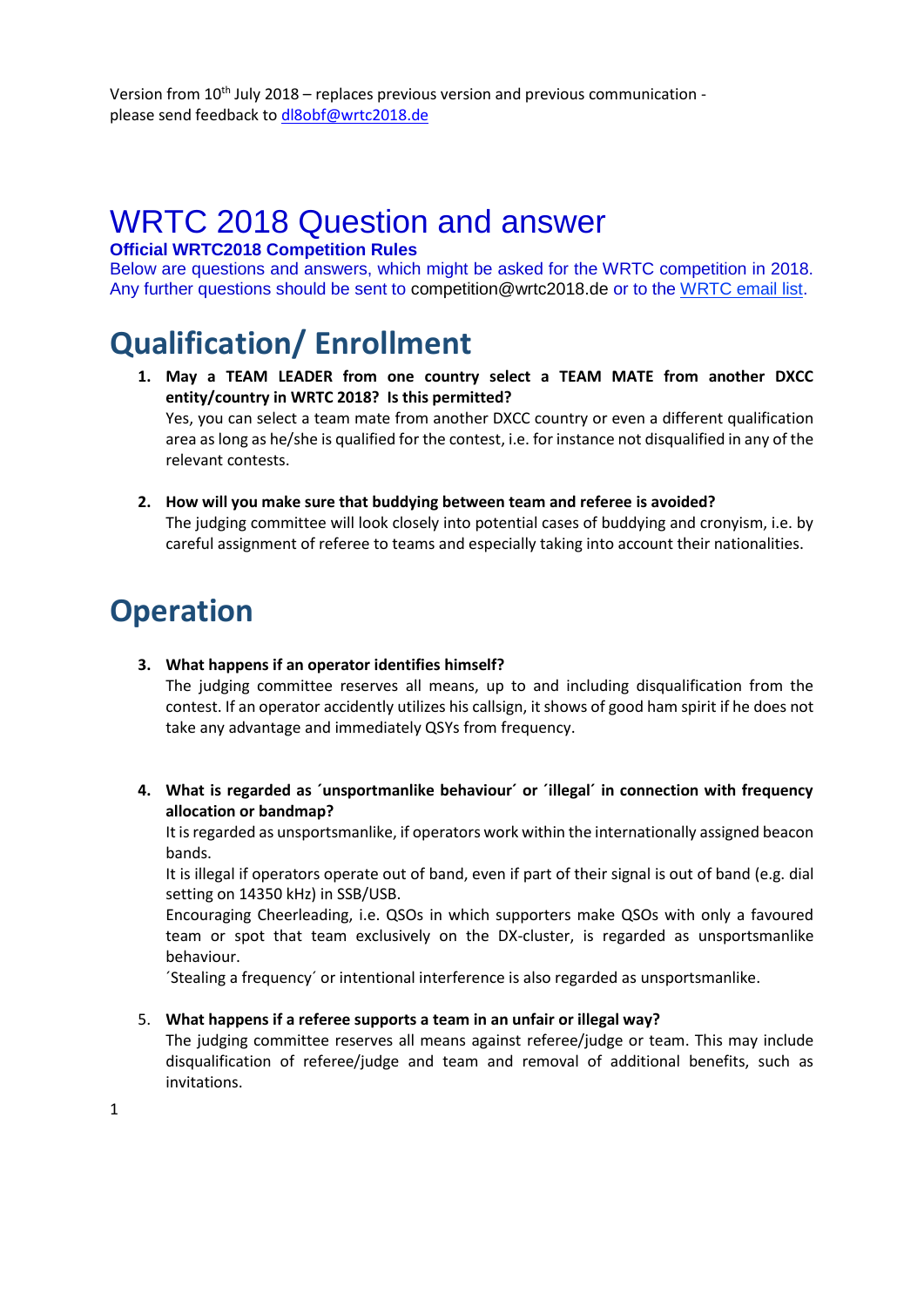Version from 10th July 2018 – replaces previous version and previous communication - please send feedback to dl8obf@wrtc2018.de

# WRTC 2018 Question and answer

**Official WRTC2018 Competition Rules**

Below are questions and answers, which might be asked for the WRTC competition in 2018. Any further questions should be sent to competition@wrtc2018.de or to the WRTC email list.

## Qualification/ Enrollment

1. **May a TEAM LEADER from one country select a TEAM MATE from another DXCC entity/country in WRTC 2018? Is this permitted?**
   Yes, you can select a team mate from another DXCC country or even a different qualification area as long as he/she is qualified for the contest, i.e. for instance not disqualified in any of the relevant contests.

2. **How will you make sure that buddying between team and referee is avoided?**
   The judging committee will look closely into potential cases of buddying and cronyism, i.e. by careful assignment of referee to teams and especially taking into account their nationalities.

## Operation

3. **What happens if an operator identifies himself?**
   The judging committee reserves all means, up to and including disqualification from the contest. If an operator accidently utilizes his callsign, it shows of good ham spirit if he does not take any advantage and immediately QSYs from frequency.

4. **What is regarded as ´unsportmanlike behaviour´ or ´illegal´ in connection with frequency allocation or bandmap?**
   It is regarded as unsportsmanlike, if operators work within the internationally assigned beacon bands.
   It is illegal if operators operate out of band, even if part of their signal is out of band (e.g. dial setting on 14350 kHz) in SSB/USB.
   Encouraging Cheerleading, i.e. QSOs in which supporters make QSOs with only a favoured team or spot that team exclusively on the DX-cluster, is regarded as unsportsmanlike behaviour.
   ´Stealing a frequency´ or intentional interference is also regarded as unsportsmanlike.

5. **What happens if a referee supports a team in an unfair or illegal way?**
   The judging committee reserves all means against referee/judge or team. This may include disqualification of referee/judge and team and removal of additional benefits, such as invitations.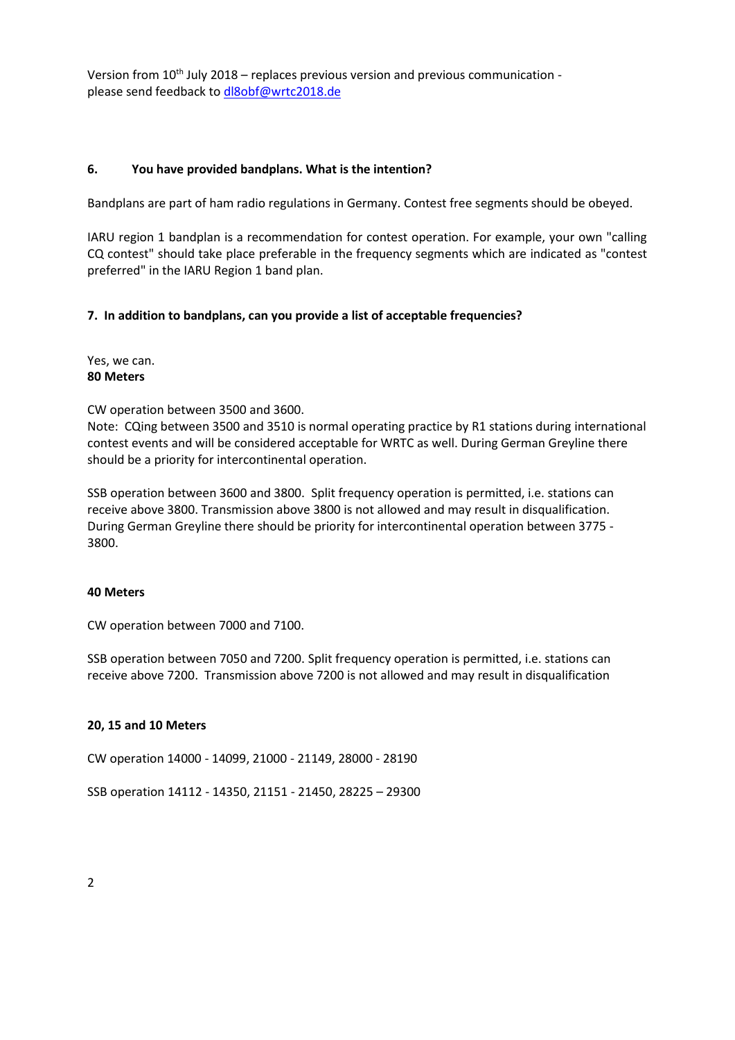Version from 10th July 2018 – replaces previous version and previous communication - please send feedback to [dl8obf@wrtc2018.de](mailto:dl8obf@wrtc2018.de)

### 6. You have provided bandplans. What is the intention?

Bandplans are part of ham radio regulations in Germany. Contest free segments should be obeyed.

IARU region 1 bandplan is a recommendation for contest operation. For example, your own "calling CQ contest" should take place preferable in the frequency segments which are indicated as "contest preferred" in the IARU Region 1 band plan.

### 7. In addition to bandplans, can you provide a list of acceptable frequencies?

Yes, we can.

**80 Meters**

CW operation between 3500 and 3600.
Note: CQing between 3500 and 3510 is normal operating practice by R1 stations during international contest events and will be considered acceptable for WRTC as well. During German Greyline there should be a priority for intercontinental operation.

SSB operation between 3600 and 3800. Split frequency operation is permitted, i.e. stations can receive above 3800. Transmission above 3800 is not allowed and may result in disqualification. During German Greyline there should be priority for intercontinental operation between 3775 - 3800.

**40 Meters**

CW operation between 7000 and 7100.

SSB operation between 7050 and 7200. Split frequency operation is permitted, i.e. stations can receive above 7200. Transmission above 7200 is not allowed and may result in disqualification

**20, 15 and 10 Meters**

CW operation 14000 - 14099, 21000 - 21149, 28000 - 28190

SSB operation 14112 - 14350, 21151 - 21450, 28225 – 29300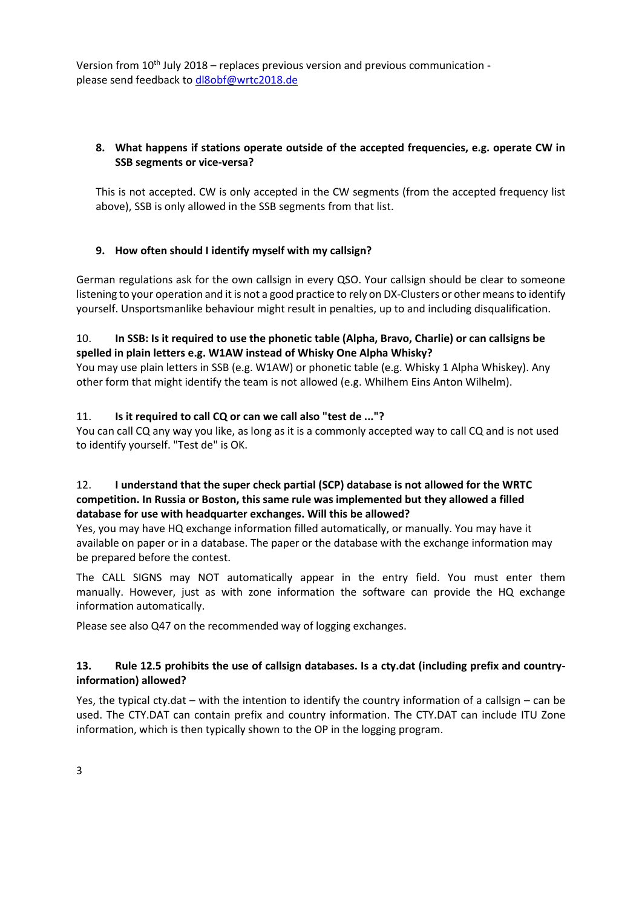Version from 10th July 2018 – replaces previous version and previous communication - please send feedback to dl8obf@wrtc2018.de

**8. What happens if stations operate outside of the accepted frequencies, e.g. operate CW in SSB segments or vice-versa?**

This is not accepted. CW is only accepted in the CW segments (from the accepted frequency list above), SSB is only allowed in the SSB segments from that list.

**9. How often should I identify myself with my callsign?**

German regulations ask for the own callsign in every QSO. Your callsign should be clear to someone listening to your operation and it is not a good practice to rely on DX-Clusters or other means to identify yourself. Unsportsmanlike behaviour might result in penalties, up to and including disqualification.

**10. In SSB: Is it required to use the phonetic table (Alpha, Bravo, Charlie) or can callsigns be spelled in plain letters e.g. W1AW instead of Whisky One Alpha Whisky?**

You may use plain letters in SSB (e.g. W1AW) or phonetic table (e.g. Whisky 1 Alpha Whiskey). Any other form that might identify the team is not allowed (e.g. Whilhem Eins Anton Wilhelm).

**11. Is it required to call CQ or can we call also "test de ..."?**

You can call CQ any way you like, as long as it is a commonly accepted way to call CQ and is not used to identify yourself. "Test de" is OK.

**12. I understand that the super check partial (SCP) database is not allowed for the WRTC competition. In Russia or Boston, this same rule was implemented but they allowed a filled database for use with headquarter exchanges. Will this be allowed?**

Yes, you may have HQ exchange information filled automatically, or manually. You may have it available on paper or in a database. The paper or the database with the exchange information may be prepared before the contest.

The CALL SIGNS may NOT automatically appear in the entry field. You must enter them manually. However, just as with zone information the software can provide the HQ exchange information automatically.

Please see also Q47 on the recommended way of logging exchanges.

**13. Rule 12.5 prohibits the use of callsign databases. Is a cty.dat (including prefix and country-information) allowed?**

Yes, the typical cty.dat – with the intention to identify the country information of a callsign – can be used. The CTY.DAT can contain prefix and country information. The CTY.DAT can include ITU Zone information, which is then typically shown to the OP in the logging program.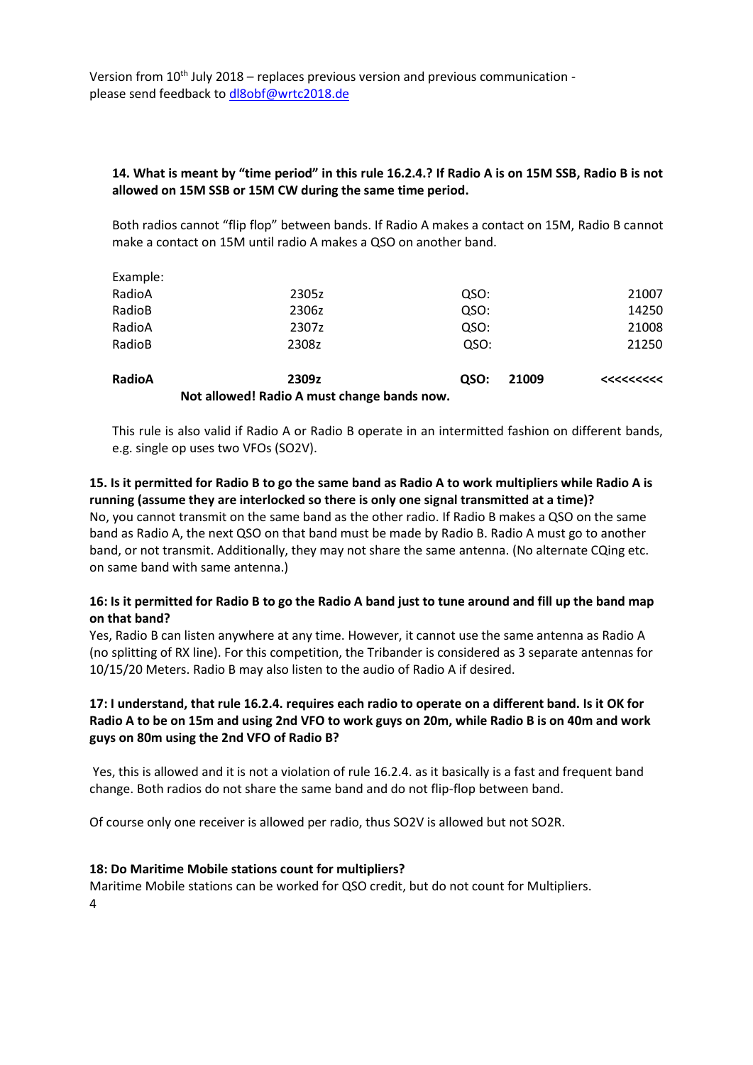Version from 10th July 2018 – replaces previous version and previous communication - please send feedback to dl8obf@wrtc2018.de

**14. What is meant by "time period" in this rule 16.2.4.? If Radio A is on 15M SSB, Radio B is not allowed on 15M SSB or 15M CW during the same time period.**

Both radios cannot "flip flop" between bands. If Radio A makes a contact on 15M, Radio B cannot make a contact on 15M until radio A makes a QSO on another band.

Example:

| | | | |
|---|---|---|---|
| RadioA | 2305z | QSO: | 21007 |
| RadioB | 2306z | QSO: | 14250 |
| RadioA | 2307z | QSO: | 21008 |
| RadioB | 2308z | QSO: | 21250 |
| **RadioA** | **2309z** | **QSO: 21009** | **<<<<<<<<<** |

**Not allowed! Radio A must change bands now.**

This rule is also valid if Radio A or Radio B operate in an intermitted fashion on different bands, e.g. single op uses two VFOs (SO2V).

**15. Is it permitted for Radio B to go the same band as Radio A to work multipliers while Radio A is running (assume they are interlocked so there is only one signal transmitted at a time)?**

No, you cannot transmit on the same band as the other radio. If Radio B makes a QSO on the same band as Radio A, the next QSO on that band must be made by Radio B. Radio A must go to another band, or not transmit. Additionally, they may not share the same antenna. (No alternate CQing etc. on same band with same antenna.)

**16: Is it permitted for Radio B to go the Radio A band just to tune around and fill up the band map on that band?**

Yes, Radio B can listen anywhere at any time. However, it cannot use the same antenna as Radio A (no splitting of RX line). For this competition, the Tribander is considered as 3 separate antennas for 10/15/20 Meters. Radio B may also listen to the audio of Radio A if desired.

**17: I understand, that rule 16.2.4. requires each radio to operate on a different band. Is it OK for Radio A to be on 15m and using 2nd VFO to work guys on 20m, while Radio B is on 40m and work guys on 80m using the 2nd VFO of Radio B?**

Yes, this is allowed and it is not a violation of rule 16.2.4. as it basically is a fast and frequent band change. Both radios do not share the same band and do not flip-flop between band.

Of course only one receiver is allowed per radio, thus SO2V is allowed but not SO2R.

**18: Do Maritime Mobile stations count for multipliers?**

Maritime Mobile stations can be worked for QSO credit, but do not count for Multipliers.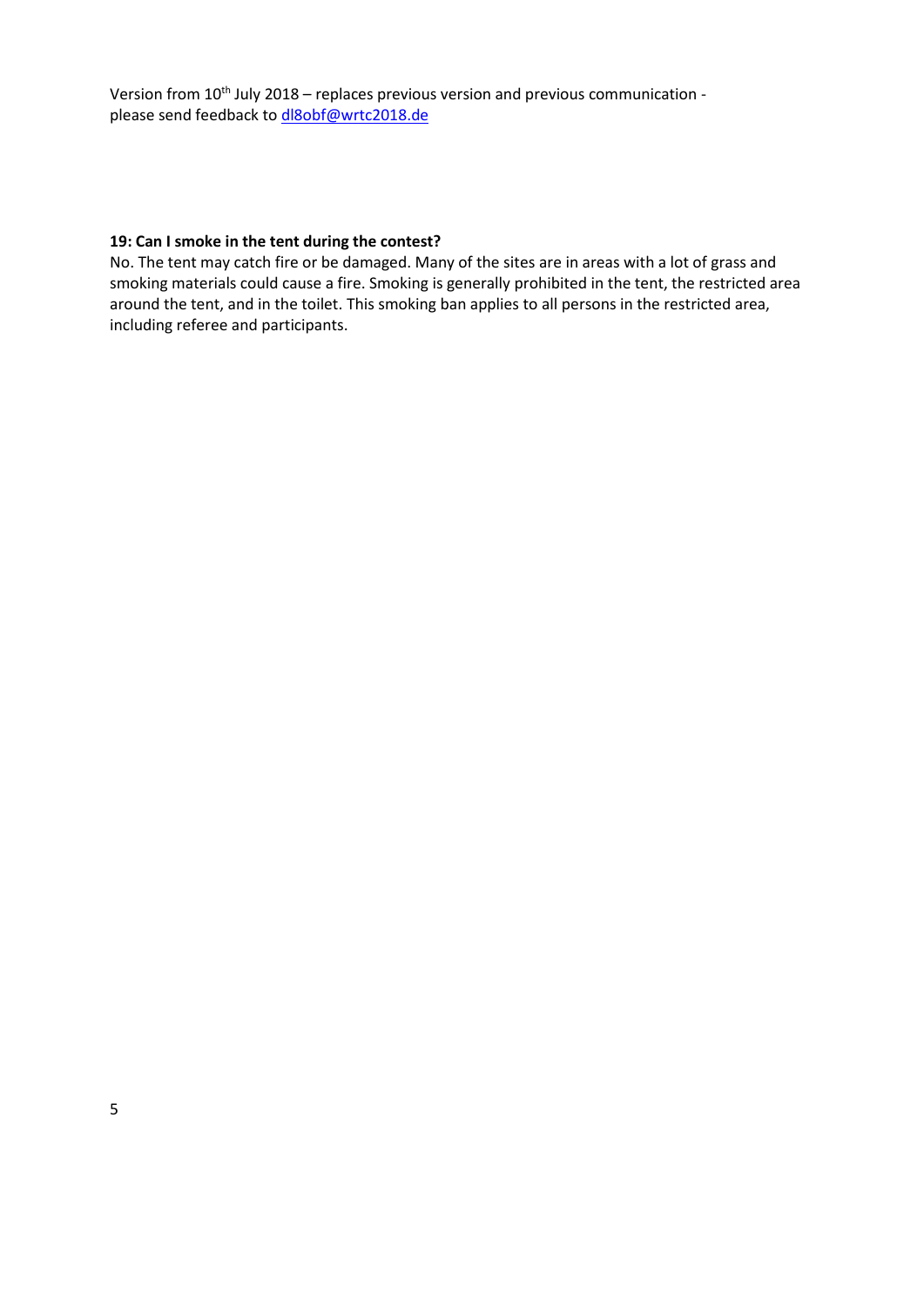**19: Can I smoke in the tent during the contest?**

No. The tent may catch fire or be damaged. Many of the sites are in areas with a lot of grass and smoking materials could cause a fire. Smoking is generally prohibited in the tent, the restricted area around the tent, and in the toilet. This smoking ban applies to all persons in the restricted area, including referee and participants.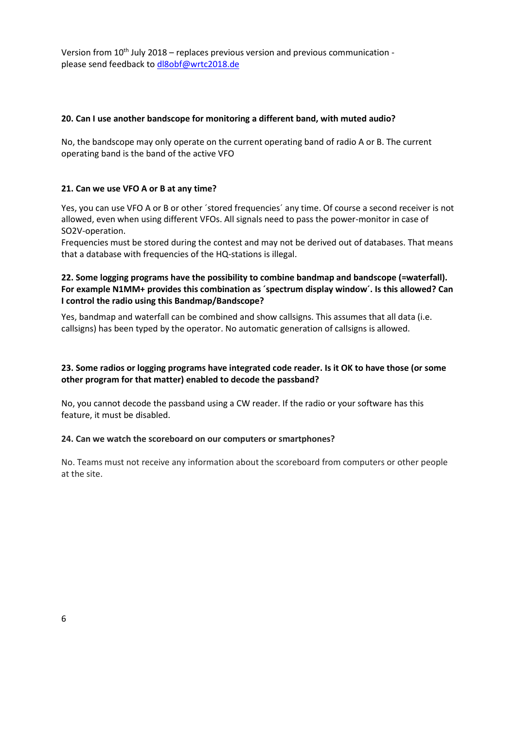Version from 10th July 2018 – replaces previous version and previous communication - please send feedback to dl8obf@wrtc2018.de

**20. Can I use another bandscope for monitoring a different band, with muted audio?**

No, the bandscope may only operate on the current operating band of radio A or B. The current operating band is the band of the active VFO

**21. Can we use VFO A or B at any time?**

Yes, you can use VFO A or B or other ´stored frequencies´ any time. Of course a second receiver is not allowed, even when using different VFOs. All signals need to pass the power-monitor in case of SO2V-operation.
Frequencies must be stored during the contest and may not be derived out of databases. That means that a database with frequencies of the HQ-stations is illegal.

**22. Some logging programs have the possibility to combine bandmap and bandscope (=waterfall). For example N1MM+ provides this combination as ´spectrum display window´. Is this allowed? Can I control the radio using this Bandmap/Bandscope?**

Yes, bandmap and waterfall can be combined and show callsigns. This assumes that all data (i.e. callsigns) has been typed by the operator. No automatic generation of callsigns is allowed.

**23. Some radios or logging programs have integrated code reader. Is it OK to have those (or some other program for that matter) enabled to decode the passband?**

No, you cannot decode the passband using a CW reader. If the radio or your software has this feature, it must be disabled.

**24. Can we watch the scoreboard on our computers or smartphones?**

No. Teams must not receive any information about the scoreboard from computers or other people at the site.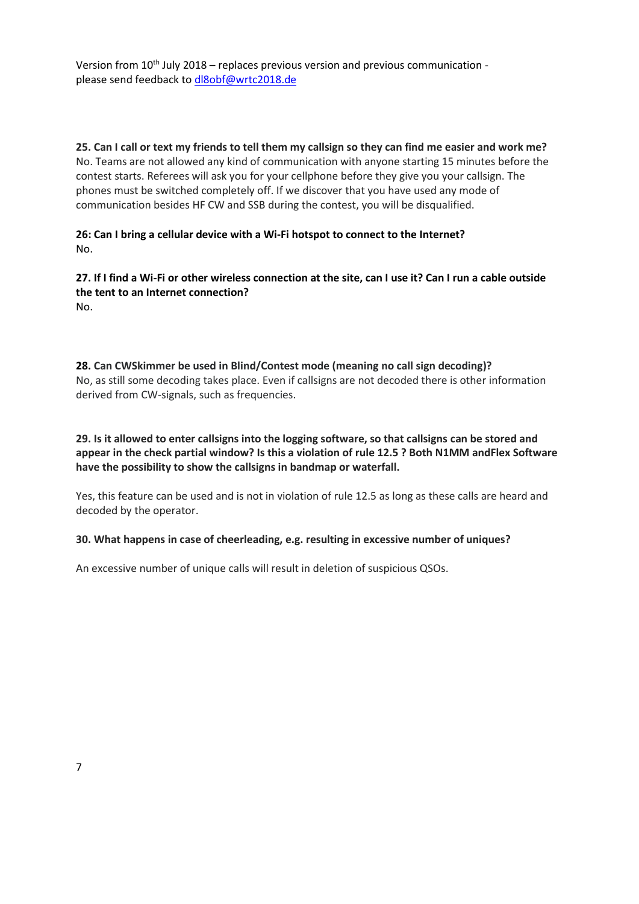Version from 10th July 2018 – replaces previous version and previous communication - please send feedback to dl8obf@wrtc2018.de

**25. Can I call or text my friends to tell them my callsign so they can find me easier and work me?**
No. Teams are not allowed any kind of communication with anyone starting 15 minutes before the contest starts. Referees will ask you for your cellphone before they give you your callsign. The phones must be switched completely off. If we discover that you have used any mode of communication besides HF CW and SSB during the contest, you will be disqualified.

**26: Can I bring a cellular device with a Wi-Fi hotspot to connect to the Internet?**
No.

**27. If I find a Wi-Fi or other wireless connection at the site, can I use it? Can I run a cable outside the tent to an Internet connection?**
No.

**28. Can CWSkimmer be used in Blind/Contest mode (meaning no call sign decoding)?**
No, as still some decoding takes place. Even if callsigns are not decoded there is other information derived from CW-signals, such as frequencies.

**29. Is it allowed to enter callsigns into the logging software, so that callsigns can be stored and appear in the check partial window? Is this a violation of rule 12.5 ? Both N1MM andFlex Software have the possibility to show the callsigns in bandmap or waterfall.**

Yes, this feature can be used and is not in violation of rule 12.5 as long as these calls are heard and decoded by the operator.

**30. What happens in case of cheerleading, e.g. resulting in excessive number of uniques?**

An excessive number of unique calls will result in deletion of suspicious QSOs.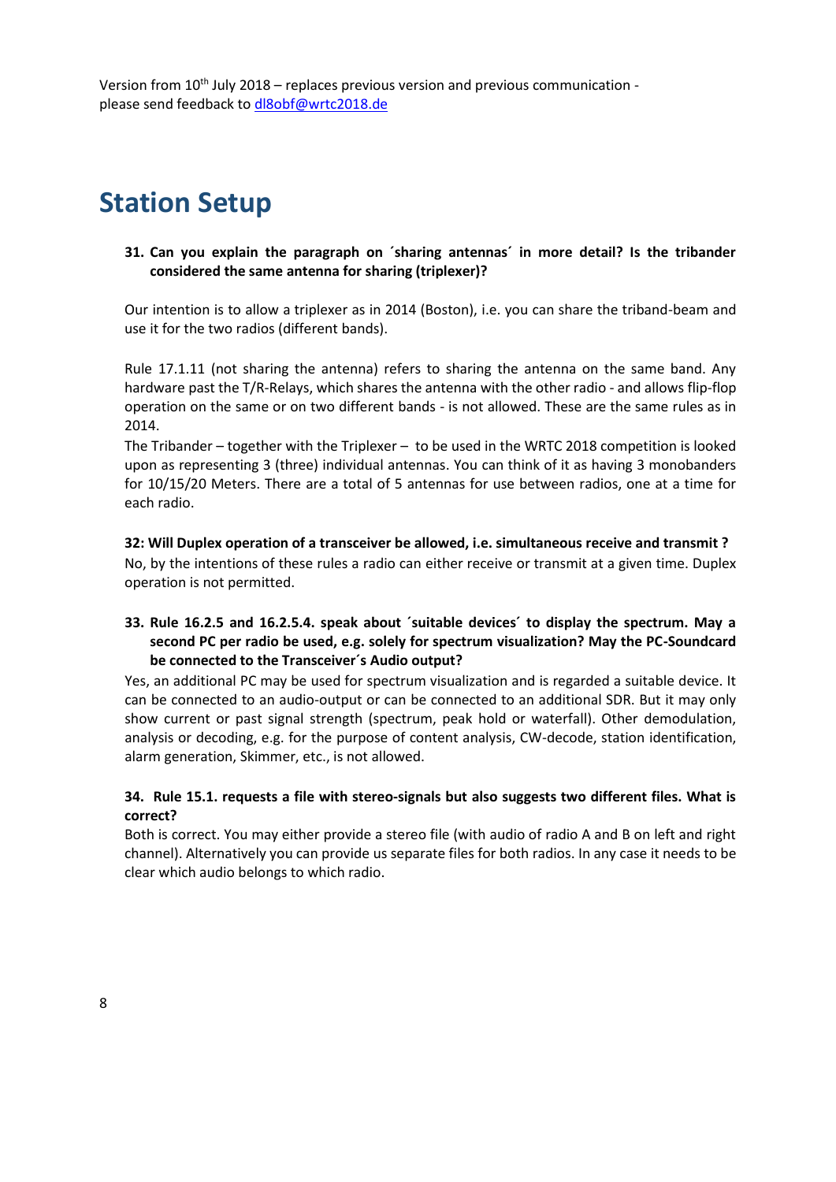Version from 10th July 2018 – replaces previous version and previous communication - please send feedback to dl8obf@wrtc2018.de

# Station Setup

**31. Can you explain the paragraph on ´sharing antennas´ in more detail? Is the tribander considered the same antenna for sharing (triplexer)?**

Our intention is to allow a triplexer as in 2014 (Boston), i.e. you can share the triband-beam and use it for the two radios (different bands).

Rule 17.1.11 (not sharing the antenna) refers to sharing the antenna on the same band. Any hardware past the T/R-Relays, which shares the antenna with the other radio - and allows flip-flop operation on the same or on two different bands - is not allowed. These are the same rules as in 2014.

The Tribander – together with the Triplexer – to be used in the WRTC 2018 competition is looked upon as representing 3 (three) individual antennas. You can think of it as having 3 monobanders for 10/15/20 Meters. There are a total of 5 antennas for use between radios, one at a time for each radio.

**32: Will Duplex operation of a transceiver be allowed, i.e. simultaneous receive and transmit ?**

No, by the intentions of these rules a radio can either receive or transmit at a given time. Duplex operation is not permitted.

**33. Rule 16.2.5 and 16.2.5.4. speak about ´suitable devices´ to display the spectrum. May a second PC per radio be used, e.g. solely for spectrum visualization? May the PC-Soundcard be connected to the Transceiver´s Audio output?**

Yes, an additional PC may be used for spectrum visualization and is regarded a suitable device. It can be connected to an audio-output or can be connected to an additional SDR. But it may only show current or past signal strength (spectrum, peak hold or waterfall). Other demodulation, analysis or decoding, e.g. for the purpose of content analysis, CW-decode, station identification, alarm generation, Skimmer, etc., is not allowed.

**34. Rule 15.1. requests a file with stereo-signals but also suggests two different files. What is correct?**

Both is correct. You may either provide a stereo file (with audio of radio A and B on left and right channel). Alternatively you can provide us separate files for both radios. In any case it needs to be clear which audio belongs to which radio.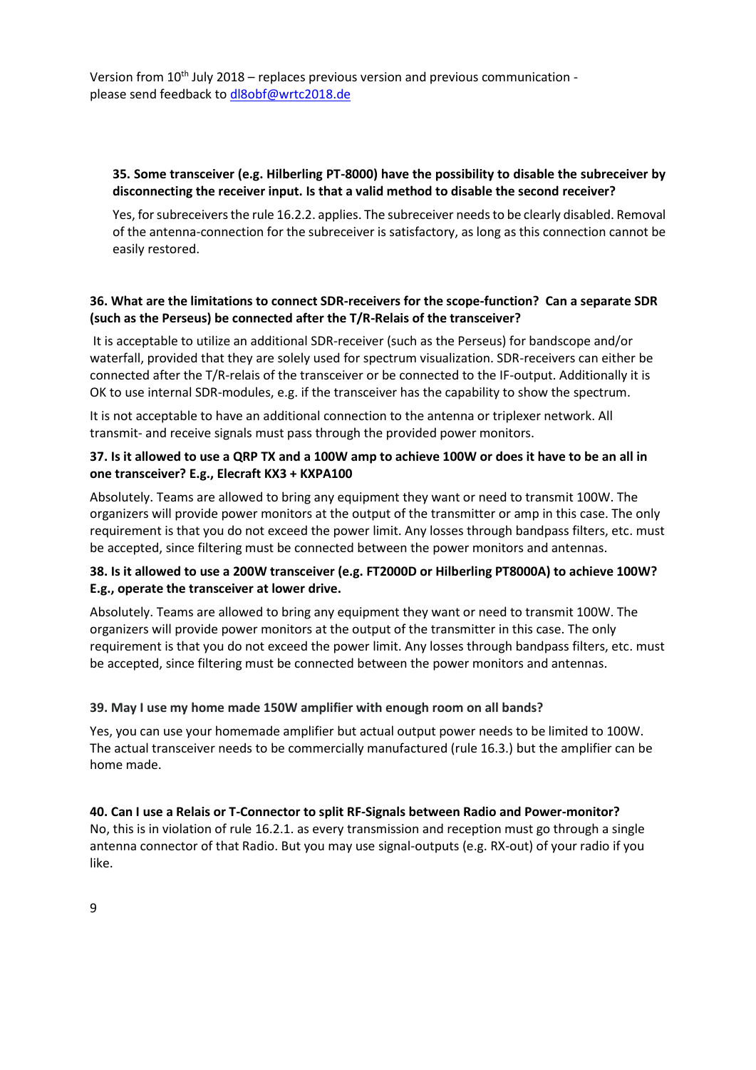Version from 10th July 2018 – replaces previous version and previous communication - please send feedback to dl8obf@wrtc2018.de

**35. Some transceiver (e.g. Hilberling PT-8000) have the possibility to disable the subreceiver by disconnecting the receiver input. Is that a valid method to disable the second receiver?**

Yes, for subreceivers the rule 16.2.2. applies. The subreceiver needs to be clearly disabled. Removal of the antenna-connection for the subreceiver is satisfactory, as long as this connection cannot be easily restored.

**36. What are the limitations to connect SDR-receivers for the scope-function? Can a separate SDR (such as the Perseus) be connected after the T/R-Relais of the transceiver?**

It is acceptable to utilize an additional SDR-receiver (such as the Perseus) for bandscope and/or waterfall, provided that they are solely used for spectrum visualization. SDR-receivers can either be connected after the T/R-relais of the transceiver or be connected to the IF-output. Additionally it is OK to use internal SDR-modules, e.g. if the transceiver has the capability to show the spectrum.

It is not acceptable to have an additional connection to the antenna or triplexer network. All transmit- and receive signals must pass through the provided power monitors.

**37. Is it allowed to use a QRP TX and a 100W amp to achieve 100W or does it have to be an all in one transceiver? E.g., Elecraft KX3 + KXPA100**

Absolutely. Teams are allowed to bring any equipment they want or need to transmit 100W. The organizers will provide power monitors at the output of the transmitter or amp in this case. The only requirement is that you do not exceed the power limit. Any losses through bandpass filters, etc. must be accepted, since filtering must be connected between the power monitors and antennas.

**38. Is it allowed to use a 200W transceiver (e.g. FT2000D or Hilberling PT8000A) to achieve 100W? E.g., operate the transceiver at lower drive.**

Absolutely. Teams are allowed to bring any equipment they want or need to transmit 100W. The organizers will provide power monitors at the output of the transmitter in this case. The only requirement is that you do not exceed the power limit. Any losses through bandpass filters, etc. must be accepted, since filtering must be connected between the power monitors and antennas.

**39. May I use my home made 150W amplifier with enough room on all bands?**

Yes, you can use your homemade amplifier but actual output power needs to be limited to 100W. The actual transceiver needs to be commercially manufactured (rule 16.3.) but the amplifier can be home made.

**40. Can I use a Relais or T-Connector to split RF-Signals between Radio and Power-monitor?**

No, this is in violation of rule 16.2.1. as every transmission and reception must go through a single antenna connector of that Radio. But you may use signal-outputs (e.g. RX-out) of your radio if you like.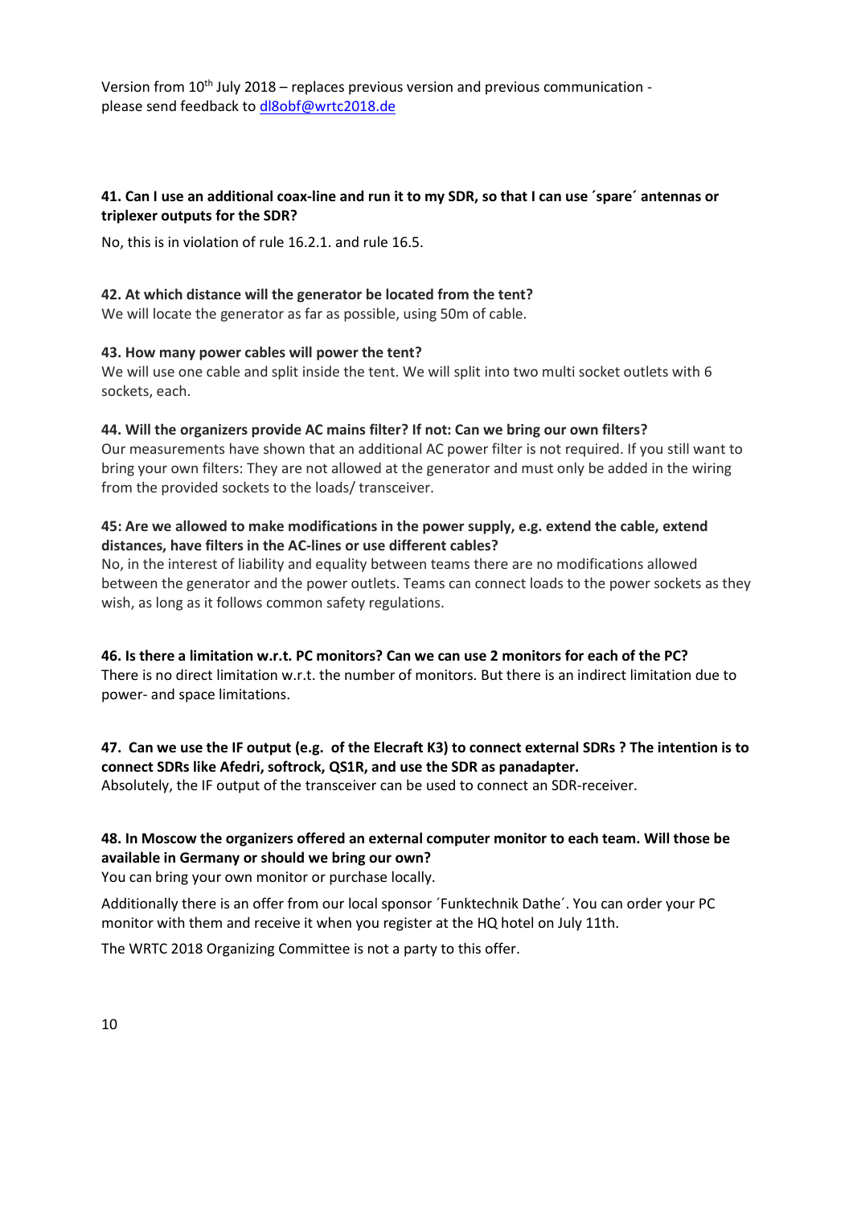Version from 10th July 2018 – replaces previous version and previous communication - please send feedback to dl8obf@wrtc2018.de

**41. Can I use an additional coax-line and run it to my SDR, so that I can use ´spare´ antennas or triplexer outputs for the SDR?**

No, this is in violation of rule 16.2.1. and rule 16.5.

**42. At which distance will the generator be located from the tent?**

We will locate the generator as far as possible, using 50m of cable.

**43. How many power cables will power the tent?**

We will use one cable and split inside the tent. We will split into two multi socket outlets with 6 sockets, each.

**44. Will the organizers provide AC mains filter? If not: Can we bring our own filters?**

Our measurements have shown that an additional AC power filter is not required. If you still want to bring your own filters: They are not allowed at the generator and must only be added in the wiring from the provided sockets to the loads/ transceiver.

**45: Are we allowed to make modifications in the power supply, e.g. extend the cable, extend distances, have filters in the AC-lines or use different cables?**

No, in the interest of liability and equality between teams there are no modifications allowed between the generator and the power outlets. Teams can connect loads to the power sockets as they wish, as long as it follows common safety regulations.

**46. Is there a limitation w.r.t. PC monitors? Can we can use 2 monitors for each of the PC?**

There is no direct limitation w.r.t. the number of monitors. But there is an indirect limitation due to power- and space limitations.

**47. Can we use the IF output (e.g. of the Elecraft K3) to connect external SDRs ? The intention is to connect SDRs like Afedri, softrock, QS1R, and use the SDR as panadapter.**

Absolutely, the IF output of the transceiver can be used to connect an SDR-receiver.

**48. In Moscow the organizers offered an external computer monitor to each team. Will those be available in Germany or should we bring our own?**

You can bring your own monitor or purchase locally.

Additionally there is an offer from our local sponsor ´Funktechnik Dathe´. You can order your PC monitor with them and receive it when you register at the HQ hotel on July 11th.

The WRTC 2018 Organizing Committee is not a party to this offer.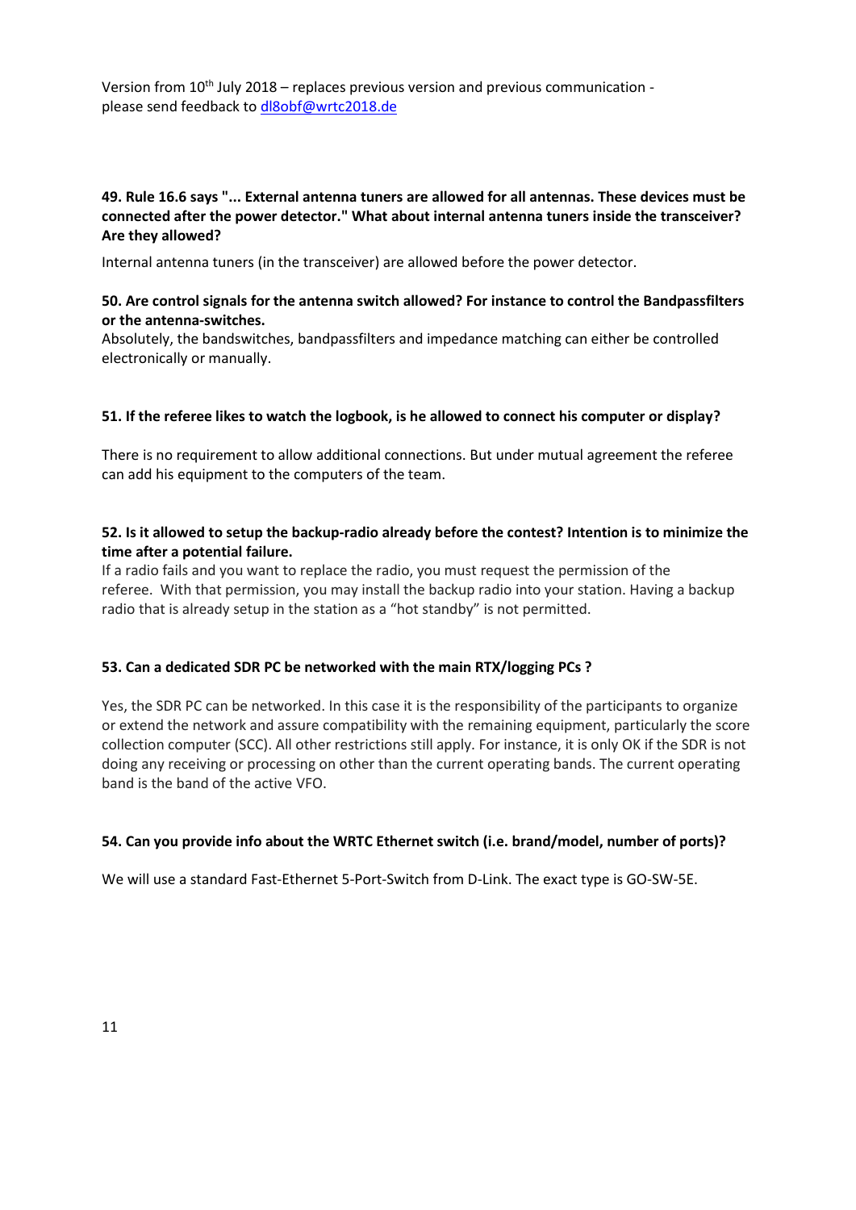Version from 10th July 2018 – replaces previous version and previous communication - please send feedback to dl8obf@wrtc2018.de

**49. Rule 16.6 says "... External antenna tuners are allowed for all antennas. These devices must be connected after the power detector." What about internal antenna tuners inside the transceiver? Are they allowed?**

Internal antenna tuners (in the transceiver) are allowed before the power detector.

**50. Are control signals for the antenna switch allowed? For instance to control the Bandpassfilters or the antenna-switches.**

Absolutely, the bandswitches, bandpassfilters and impedance matching can either be controlled electronically or manually.

**51. If the referee likes to watch the logbook, is he allowed to connect his computer or display?**

There is no requirement to allow additional connections. But under mutual agreement the referee can add his equipment to the computers of the team.

**52. Is it allowed to setup the backup-radio already before the contest? Intention is to minimize the time after a potential failure.**

If a radio fails and you want to replace the radio, you must request the permission of the referee. With that permission, you may install the backup radio into your station. Having a backup radio that is already setup in the station as a "hot standby" is not permitted.

**53. Can a dedicated SDR PC be networked with the main RTX/logging PCs ?**

Yes, the SDR PC can be networked. In this case it is the responsibility of the participants to organize or extend the network and assure compatibility with the remaining equipment, particularly the score collection computer (SCC). All other restrictions still apply. For instance, it is only OK if the SDR is not doing any receiving or processing on other than the current operating bands. The current operating band is the band of the active VFO.

**54. Can you provide info about the WRTC Ethernet switch (i.e. brand/model, number of ports)?**

We will use a standard Fast-Ethernet 5-Port-Switch from D-Link. The exact type is GO-SW-5E.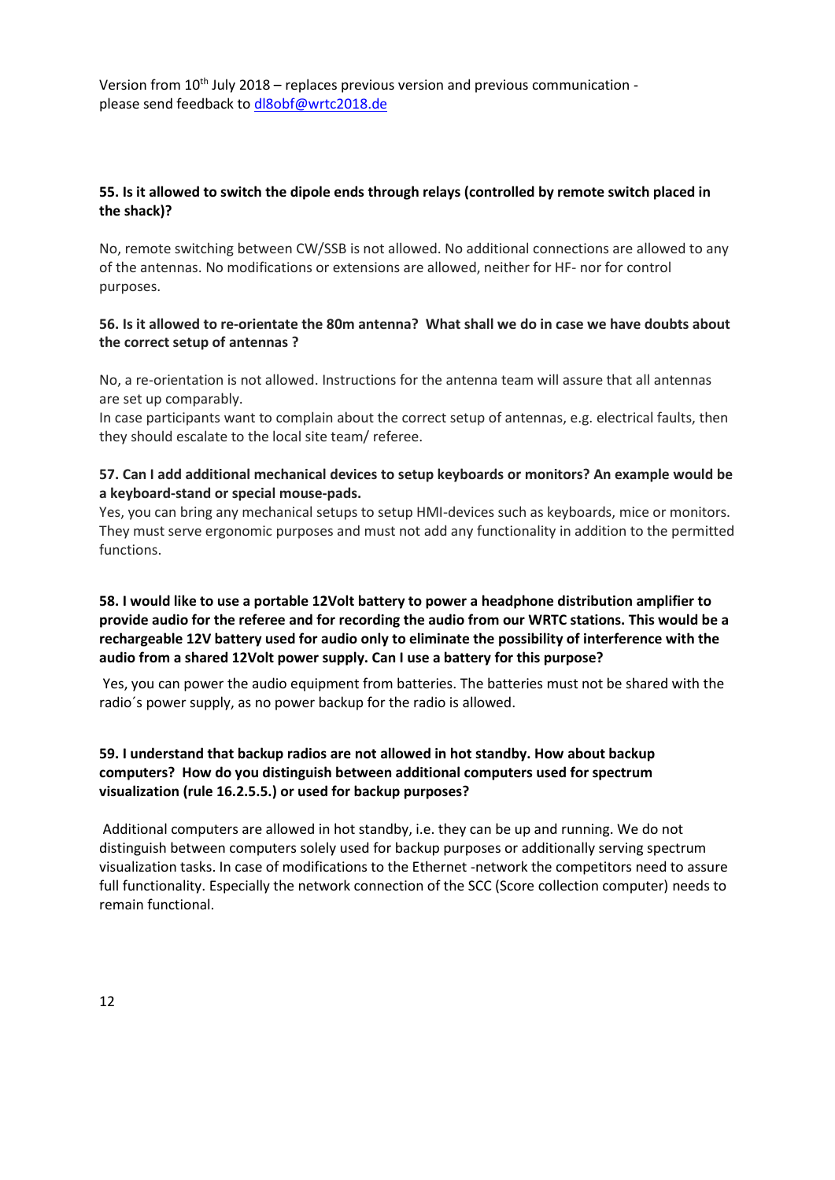Version from 10th July 2018 – replaces previous version and previous communication - please send feedback to [dl8obf@wrtc2018.de](mailto:dl8obf@wrtc2018.de)

**55. Is it allowed to switch the dipole ends through relays (controlled by remote switch placed in the shack)?**

No, remote switching between CW/SSB is not allowed. No additional connections are allowed to any of the antennas. No modifications or extensions are allowed, neither for HF- nor for control purposes.

**56. Is it allowed to re-orientate the 80m antenna? What shall we do in case we have doubts about the correct setup of antennas ?**

No, a re-orientation is not allowed. Instructions for the antenna team will assure that all antennas are set up comparably.
In case participants want to complain about the correct setup of antennas, e.g. electrical faults, then they should escalate to the local site team/ referee.

**57. Can I add additional mechanical devices to setup keyboards or monitors? An example would be a keyboard-stand or special mouse-pads.**

Yes, you can bring any mechanical setups to setup HMI-devices such as keyboards, mice or monitors. They must serve ergonomic purposes and must not add any functionality in addition to the permitted functions.

**58. I would like to use a portable 12Volt battery to power a headphone distribution amplifier to provide audio for the referee and for recording the audio from our WRTC stations. This would be a rechargeable 12V battery used for audio only to eliminate the possibility of interference with the audio from a shared 12Volt power supply. Can I use a battery for this purpose?**

Yes, you can power the audio equipment from batteries. The batteries must not be shared with the radio´s power supply, as no power backup for the radio is allowed.

**59. I understand that backup radios are not allowed in hot standby. How about backup computers? How do you distinguish between additional computers used for spectrum visualization (rule 16.2.5.5.) or used for backup purposes?**

Additional computers are allowed in hot standby, i.e. they can be up and running. We do not distinguish between computers solely used for backup purposes or additionally serving spectrum visualization tasks. In case of modifications to the Ethernet -network the competitors need to assure full functionality. Especially the network connection of the SCC (Score collection computer) needs to remain functional.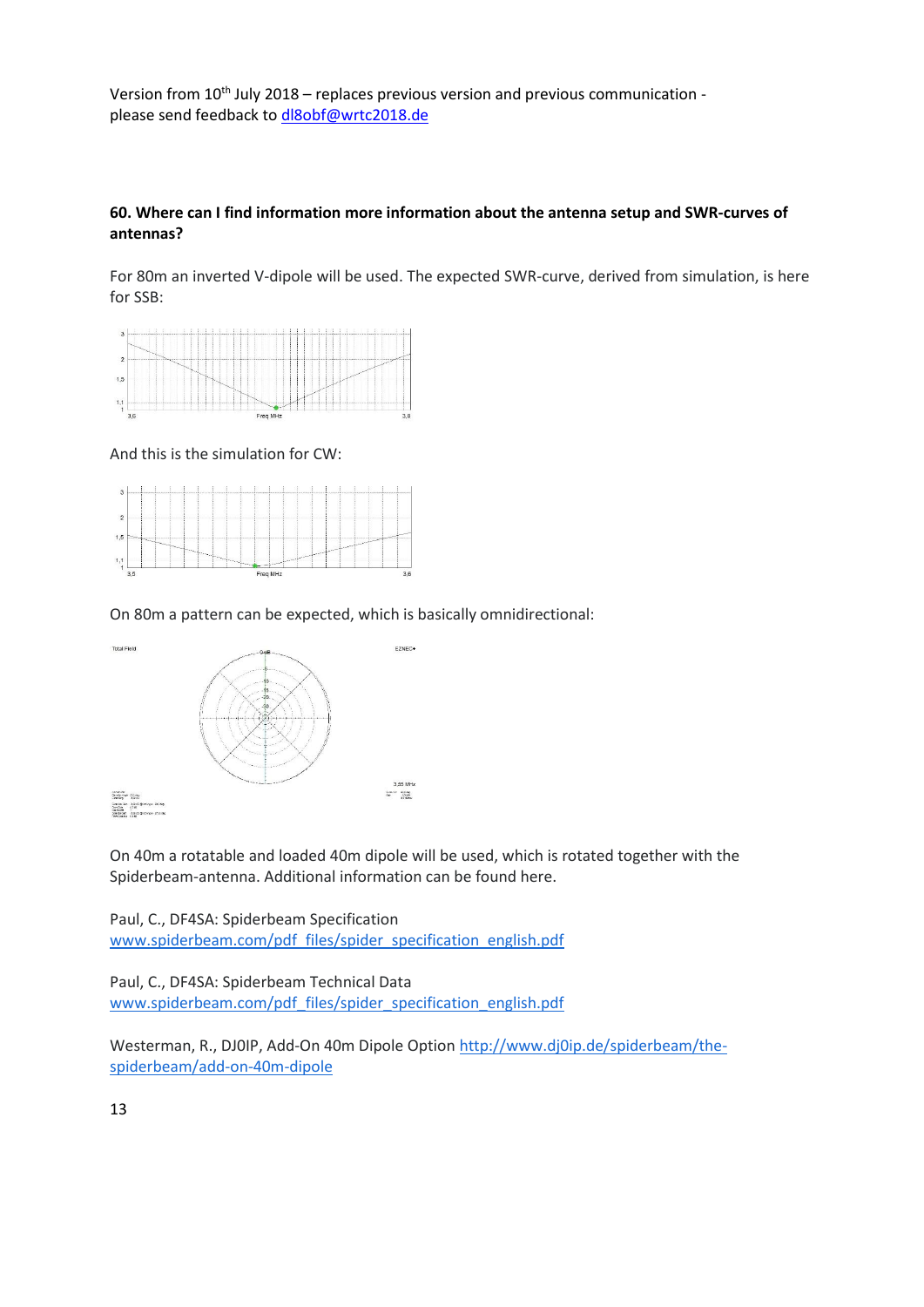Version from 10th July 2018 – replaces previous version and previous communication - please send feedback to dl8obf@wrtc2018.de

**60. Where can I find information more information about the antenna setup and SWR-curves of antennas?**

For 80m an inverted V-dipole will be used. The expected SWR-curve, derived from simulation, is here for SSB:

And this is the simulation for CW:

On 80m a pattern can be expected, which is basically omnidirectional:

On 40m a rotatable and loaded 40m dipole will be used, which is rotated together with the Spiderbeam-antenna. Additional information can be found here.

Paul, C., DF4SA: Spiderbeam Specification
www.spiderbeam.com/pdf_files/spider_specification_english.pdf

Paul, C., DF4SA: Spiderbeam Technical Data
www.spiderbeam.com/pdf_files/spider_specification_english.pdf

Westerman, R., DJ0IP, Add-On 40m Dipole Option http://www.dj0ip.de/spiderbeam/the-spiderbeam/add-on-40m-dipole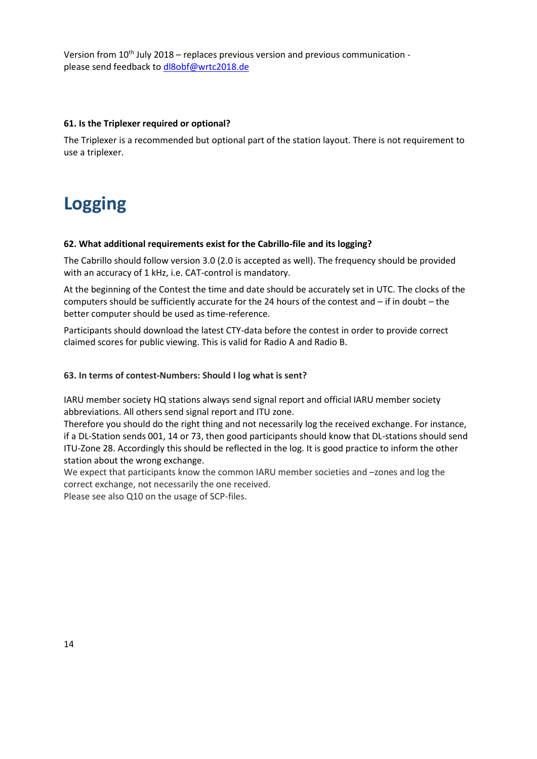Version from 10th July 2018 – replaces previous version and previous communication - please send feedback to dl8obf@wrtc2018.de

**61. Is the Triplexer required or optional?**

The Triplexer is a recommended but optional part of the station layout. There is not requirement to use a triplexer.

# Logging

**62. What additional requirements exist for the Cabrillo-file and its logging?**

The Cabrillo should follow version 3.0 (2.0 is accepted as well). The frequency should be provided with an accuracy of 1 kHz, i.e. CAT-control is mandatory.

At the beginning of the Contest the time and date should be accurately set in UTC. The clocks of the computers should be sufficiently accurate for the 24 hours of the contest and – if in doubt – the better computer should be used as time-reference.

Participants should download the latest CTY-data before the contest in order to provide correct claimed scores for public viewing. This is valid for Radio A and Radio B.

**63. In terms of contest-Numbers: Should I log what is sent?**

IARU member society HQ stations always send signal report and official IARU member society abbreviations. All others send signal report and ITU zone.
Therefore you should do the right thing and not necessarily log the received exchange. For instance, if a DL-Station sends 001, 14 or 73, then good participants should know that DL-stations should send ITU-Zone 28. Accordingly this should be reflected in the log. It is good practice to inform the other station about the wrong exchange.
We expect that participants know the common IARU member societies and –zones and log the correct exchange, not necessarily the one received.
Please see also Q10 on the usage of SCP-files.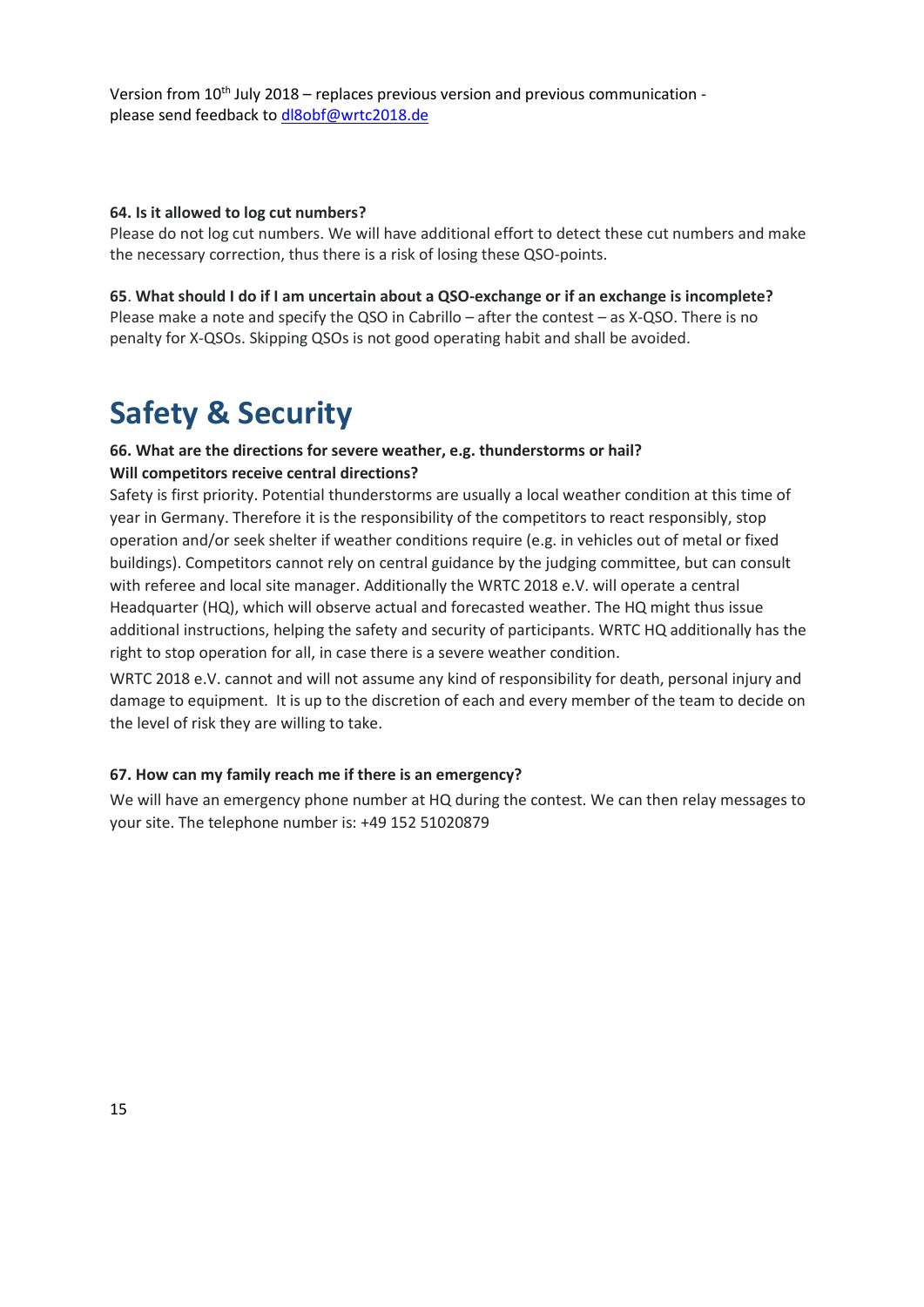Version from 10th July 2018 – replaces previous version and previous communication - please send feedback to dl8obf@wrtc2018.de

**64. Is it allowed to log cut numbers?**

Please do not log cut numbers. We will have additional effort to detect these cut numbers and make the necessary correction, thus there is a risk of losing these QSO-points.

65. **What should I do if I am uncertain about a QSO-exchange or if an exchange is incomplete?**

Please make a note and specify the QSO in Cabrillo – after the contest – as X-QSO. There is no penalty for X-QSOs. Skipping QSOs is not good operating habit and shall be avoided.

# Safety & Security

**66. What are the directions for severe weather, e.g. thunderstorms or hail?**
**Will competitors receive central directions?**

Safety is first priority. Potential thunderstorms are usually a local weather condition at this time of year in Germany. Therefore it is the responsibility of the competitors to react responsibly, stop operation and/or seek shelter if weather conditions require (e.g. in vehicles out of metal or fixed buildings). Competitors cannot rely on central guidance by the judging committee, but can consult with referee and local site manager. Additionally the WRTC 2018 e.V. will operate a central Headquarter (HQ), which will observe actual and forecasted weather. The HQ might thus issue additional instructions, helping the safety and security of participants. WRTC HQ additionally has the right to stop operation for all, in case there is a severe weather condition.

WRTC 2018 e.V. cannot and will not assume any kind of responsibility for death, personal injury and damage to equipment. It is up to the discretion of each and every member of the team to decide on the level of risk they are willing to take.

**67. How can my family reach me if there is an emergency?**

We will have an emergency phone number at HQ during the contest. We can then relay messages to your site. The telephone number is: +49 152 51020879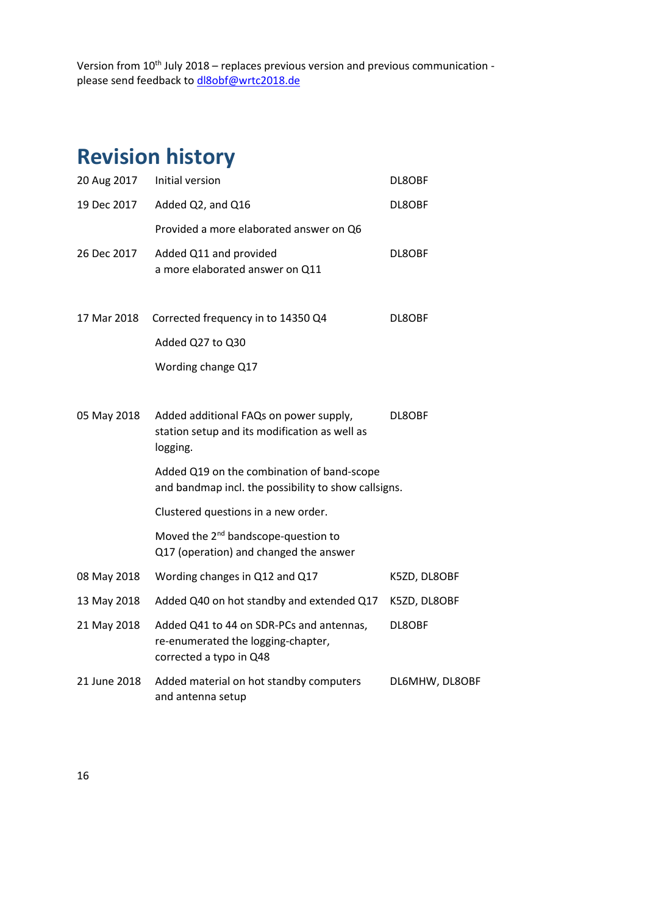Version from 10th July 2018 – replaces previous version and previous communication - please send feedback to dl8obf@wrtc2018.de

# Revision history

| | | |
|---|---|---|
| 20 Aug 2017 | Initial version | DL8OBF |
| 19 Dec 2017 | Added Q2, and Q16 | DL8OBF |
| | Provided a more elaborated answer on Q6 | |
| 26 Dec 2017 | Added Q11 and provided a more elaborated answer on Q11 | DL8OBF |
| 17 Mar 2018 | Corrected frequency in to 14350 Q4 | DL8OBF |
| | Added Q27 to Q30 | |
| | Wording change Q17 | |
| 05 May 2018 | Added additional FAQs on power supply, station setup and its modification as well as logging. | DL8OBF |
| | Added Q19 on the combination of band-scope and bandmap incl. the possibility to show callsigns. | |
| | Clustered questions in a new order. | |
| | Moved the 2nd bandscope-question to Q17 (operation) and changed the answer | |
| 08 May 2018 | Wording changes in Q12 and Q17 | K5ZD, DL8OBF |
| 13 May 2018 | Added Q40 on hot standby and extended Q17 | K5ZD, DL8OBF |
| 21 May 2018 | Added Q41 to 44 on SDR-PCs and antennas, re-enumerated the logging-chapter, corrected a typo in Q48 | DL8OBF |
| 21 June 2018 | Added material on hot standby computers and antenna setup | DL6MHW, DL8OBF |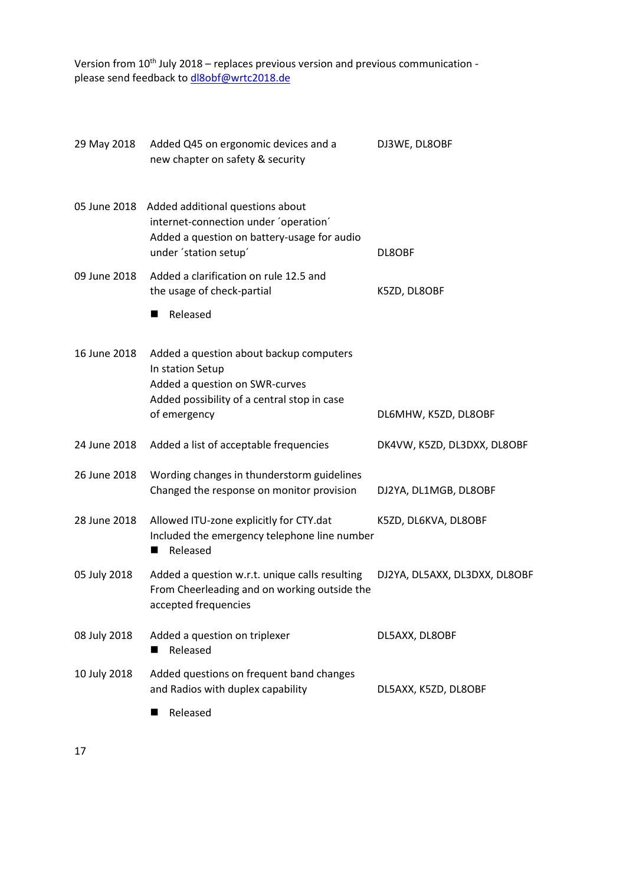Version from 10th July 2018 – replaces previous version and previous communication - please send feedback to [dl8obf@wrtc2018.de](mailto:dl8obf@wrtc2018.de)

| | | |
|---|---|---|
| 29 May 2018 | Added Q45 on ergonomic devices and a new chapter on safety & security | DJ3WE, DL8OBF |
| 05 June 2018 | Added additional questions about internet-connection under ´operation´<br>Added a question on battery-usage for audio under ´station setup´ | DL8OBF |
| 09 June 2018 | Added a clarification on rule 12.5 and the usage of check-partial<br>■ Released | K5ZD, DL8OBF |
| 16 June 2018 | Added a question about backup computers In station Setup<br>Added a question on SWR-curves<br>Added possibility of a central stop in case of emergency | DL6MHW, K5ZD, DL8OBF |
| 24 June 2018 | Added a list of acceptable frequencies | DK4VW, K5ZD, DL3DXX, DL8OBF |
| 26 June 2018 | Wording changes in thunderstorm guidelines<br>Changed the response on monitor provision | DJ2YA, DL1MGB, DL8OBF |
| 28 June 2018 | Allowed ITU-zone explicitly for CTY.dat<br>Included the emergency telephone line number<br>■ Released | K5ZD, DL6KVA, DL8OBF |
| 05 July 2018 | Added a question w.r.t. unique calls resulting From Cheerleading and on working outside the accepted frequencies | DJ2YA, DL5AXX, DL3DXX, DL8OBF |
| 08 July 2018 | Added a question on triplexer<br>■ Released | DL5AXX, DL8OBF |
| 10 July 2018 | Added questions on frequent band changes and Radios with duplex capability<br>■ Released | DL5AXX, K5ZD, DL8OBF |